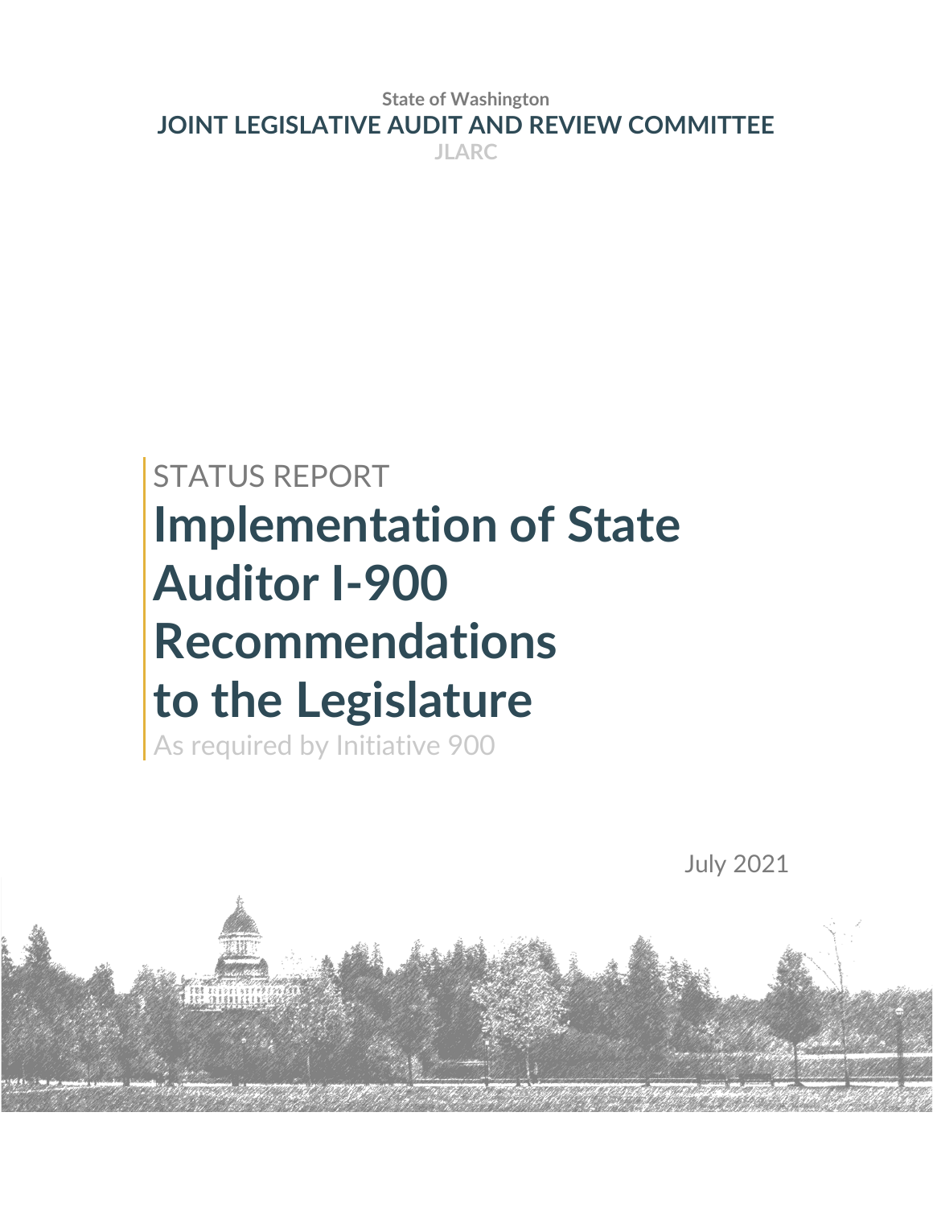State of Washington

**JOINT LEGISLATIVE AUDIT AND REVIEW COMMITTEE**

JLARC

STATUS REPORT

# Implementation of State Auditor I-900 Recommendations to the Legislature

As required by Initiative 900

July 2021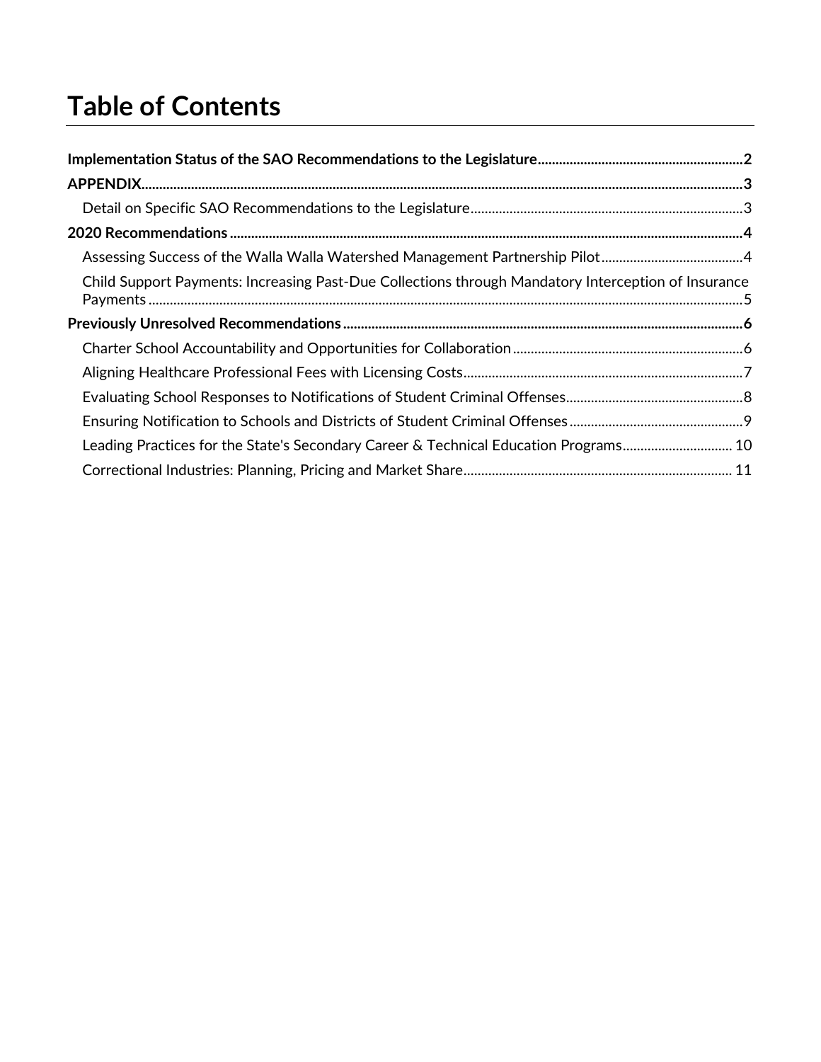# Table of Contents

**Implementation Status of the SAO Recommendations to the Legislature** .......... 2

**APPENDIX** .......... 3

- Detail on Specific SAO Recommendations to the Legislature .......... 3

**2020 Recommendations** .......... 4

- Assessing Success of the Walla Walla Watershed Management Partnership Pilot .......... 4
- Child Support Payments: Increasing Past-Due Collections through Mandatory Interception of Insurance Payments .......... 5

**Previously Unresolved Recommendations** .......... 6

- Charter School Accountability and Opportunities for Collaboration .......... 6
- Aligning Healthcare Professional Fees with Licensing Costs .......... 7
- Evaluating School Responses to Notifications of Student Criminal Offenses .......... 8
- Ensuring Notification to Schools and Districts of Student Criminal Offenses .......... 9
- Leading Practices for the State's Secondary Career & Technical Education Programs .......... 10
- Correctional Industries: Planning, Pricing and Market Share .......... 11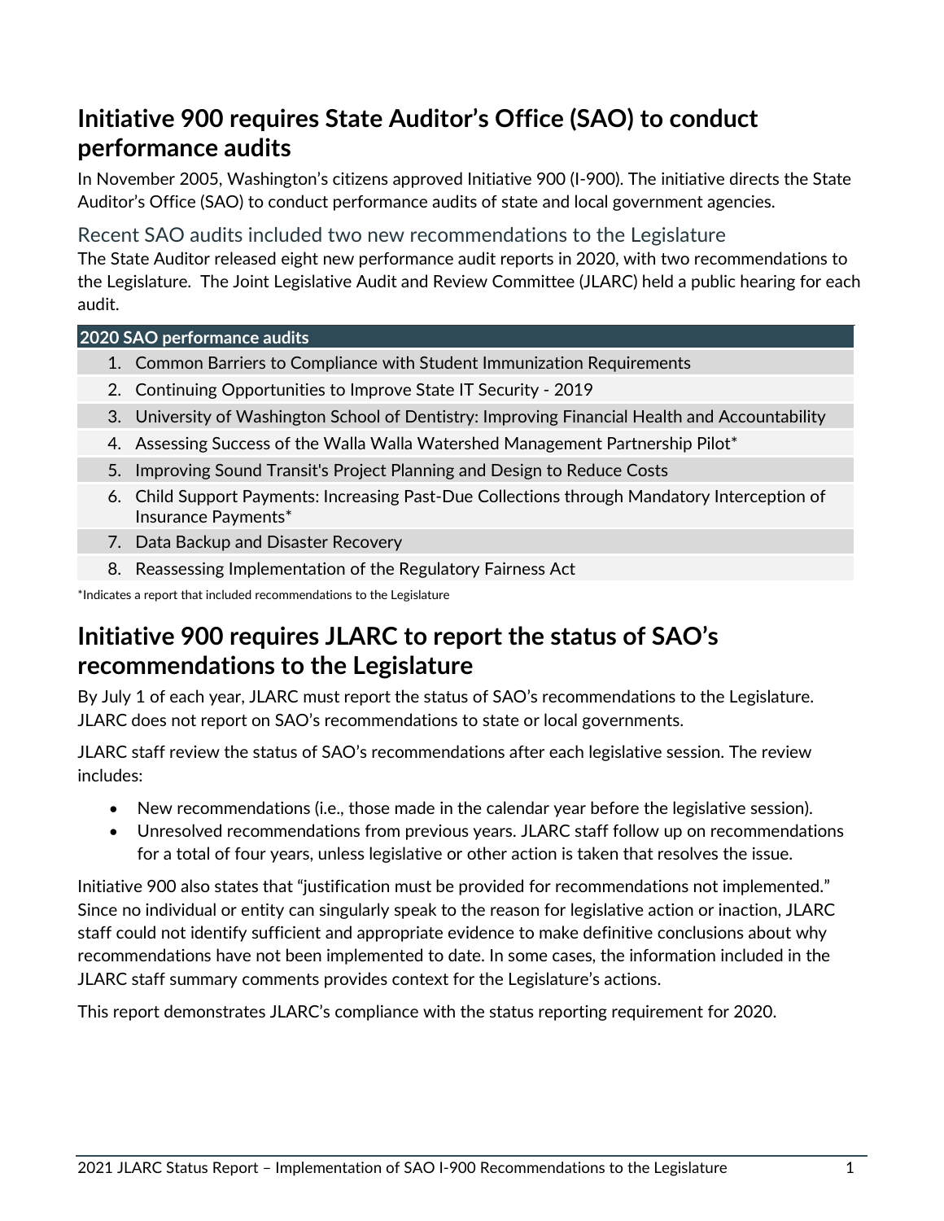## Initiative 900 requires State Auditor's Office (SAO) to conduct performance audits

In November 2005, Washington's citizens approved Initiative 900 (I-900). The initiative directs the State Auditor's Office (SAO) to conduct performance audits of state and local government agencies.

### Recent SAO audits included two new recommendations to the Legislature

The State Auditor released eight new performance audit reports in 2020, with two recommendations to the Legislature. The Joint Legislative Audit and Review Committee (JLARC) held a public hearing for each audit.

| 2020 SAO performance audits |
| --- |
| 1. Common Barriers to Compliance with Student Immunization Requirements |
| 2. Continuing Opportunities to Improve State IT Security - 2019 |
| 3. University of Washington School of Dentistry: Improving Financial Health and Accountability |
| 4. Assessing Success of the Walla Walla Watershed Management Partnership Pilot* |
| 5. Improving Sound Transit's Project Planning and Design to Reduce Costs |
| 6. Child Support Payments: Increasing Past-Due Collections through Mandatory Interception of Insurance Payments* |
| 7. Data Backup and Disaster Recovery |
| 8. Reassessing Implementation of the Regulatory Fairness Act |

*Indicates a report that included recommendations to the Legislature

## Initiative 900 requires JLARC to report the status of SAO's recommendations to the Legislature

By July 1 of each year, JLARC must report the status of SAO's recommendations to the Legislature. JLARC does not report on SAO's recommendations to state or local governments.

JLARC staff review the status of SAO's recommendations after each legislative session. The review includes:

- New recommendations (i.e., those made in the calendar year before the legislative session).
- Unresolved recommendations from previous years. JLARC staff follow up on recommendations for a total of four years, unless legislative or other action is taken that resolves the issue.

Initiative 900 also states that "justification must be provided for recommendations not implemented." Since no individual or entity can singularly speak to the reason for legislative action or inaction, JLARC staff could not identify sufficient and appropriate evidence to make definitive conclusions about why recommendations have not been implemented to date. In some cases, the information included in the JLARC staff summary comments provides context for the Legislature's actions.

This report demonstrates JLARC's compliance with the status reporting requirement for 2020.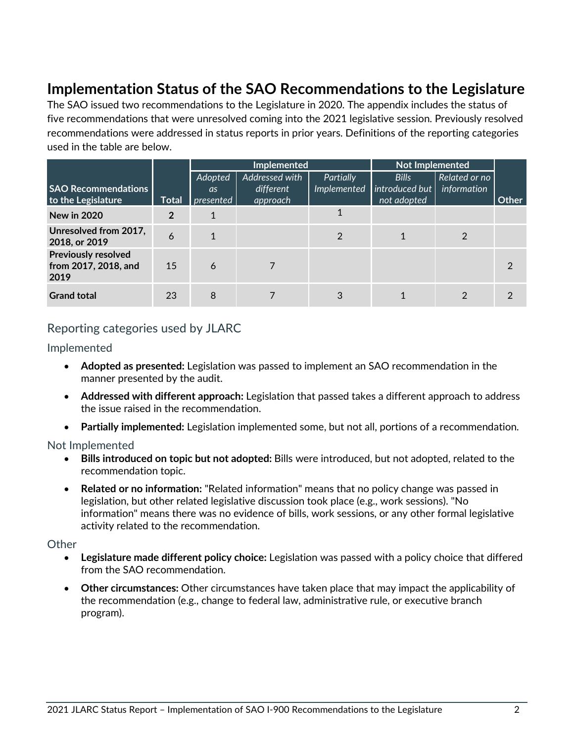## Implementation Status of the SAO Recommendations to the Legislature

The SAO issued two recommendations to the Legislature in 2020. The appendix includes the status of five recommendations that were unresolved coming into the 2021 legislative session. Previously resolved recommendations were addressed in status reports in prior years. Definitions of the reporting categories used in the table are below.

| SAO Recommendations to the Legislature | Total | Implemented | | | Not Implemented | | Other |
|---|---|---|---|---|---|---|---|
| | | *Adopted as presented* | *Addressed with different approach* | *Partially Implemented* | *Bills introduced but not adopted* | *Related or no information* | |
| **New in 2020** | **2** | 1 | | 1 | | | |
| **Unresolved from 2017, 2018, or 2019** | 6 | 1 | | 2 | 1 | 2 | |
| **Previously resolved from 2017, 2018, and 2019** | 15 | 6 | 7 | | | | 2 |
| **Grand total** | 23 | 8 | 7 | 3 | 1 | 2 | 2 |

### Reporting categories used by JLARC

#### Implemented

- **Adopted as presented:** Legislation was passed to implement an SAO recommendation in the manner presented by the audit.
- **Addressed with different approach:** Legislation that passed takes a different approach to address the issue raised in the recommendation.
- **Partially implemented:** Legislation implemented some, but not all, portions of a recommendation.

#### Not Implemented

- **Bills introduced on topic but not adopted:** Bills were introduced, but not adopted, related to the recommendation topic.
- **Related or no information:** "Related information" means that no policy change was passed in legislation, but other related legislative discussion took place (e.g., work sessions). "No information" means there was no evidence of bills, work sessions, or any other formal legislative activity related to the recommendation.

#### Other

- **Legislature made different policy choice:** Legislation was passed with a policy choice that differed from the SAO recommendation.
- **Other circumstances:** Other circumstances have taken place that may impact the applicability of the recommendation (e.g., change to federal law, administrative rule, or executive branch program).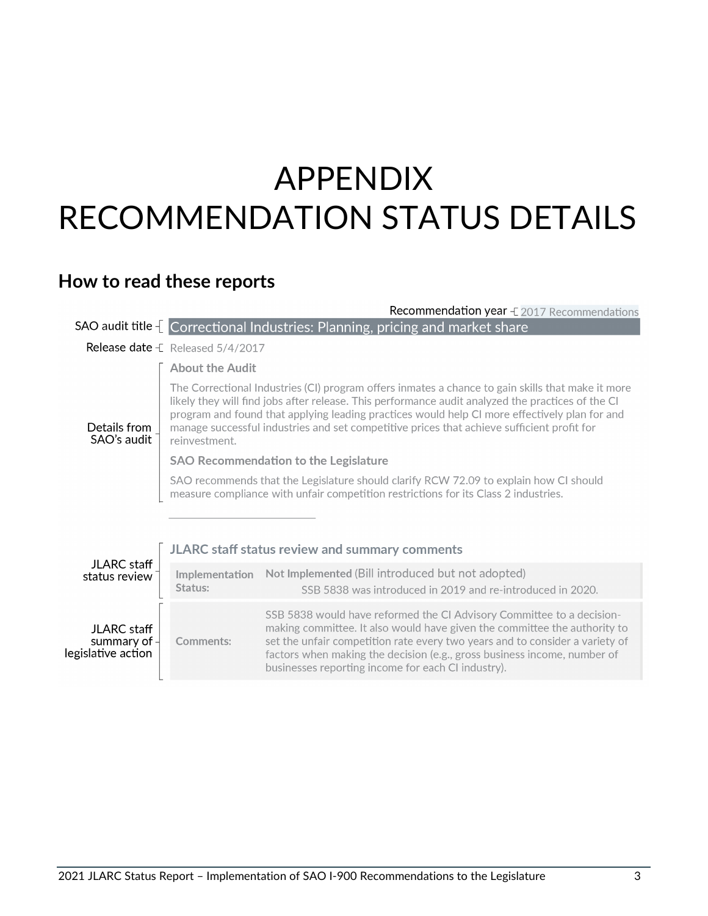# APPENDIX
# RECOMMENDATION STATUS DETAILS

## How to read these reports

Recommendation year – 2017 Recommendations

SAO audit title – Correctional Industries: Planning, pricing and market share

Release date – Released 5/4/2017

Details from SAO's audit –

**About the Audit**

The Correctional Industries (CI) program offers inmates a chance to gain skills that make it more likely they will find jobs after release. This performance audit analyzed the practices of the CI program and found that applying leading practices would help CI more effectively plan for and manage successful industries and set competitive prices that achieve sufficient profit for reinvestment.

**SAO Recommendation to the Legislature**

SAO recommends that the Legislature should clarify RCW 72.09 to explain how CI should measure compliance with unfair competition restrictions for its Class 2 industries.

---

**JLARC staff status review and summary comments**

JLARC staff status review –

| | |
|---|---|
| **Implementation Status:** | **Not Implemented** (Bill introduced but not adopted) SSB 5838 was introduced in 2019 and re-introduced in 2020. |

JLARC staff summary of legislative action –

| | |
|---|---|
| **Comments:** | SSB 5838 would have reformed the CI Advisory Committee to a decision-making committee. It also would have given the committee the authority to set the unfair competition rate every two years and to consider a variety of factors when making the decision (e.g., gross business income, number of businesses reporting income for each CI industry). |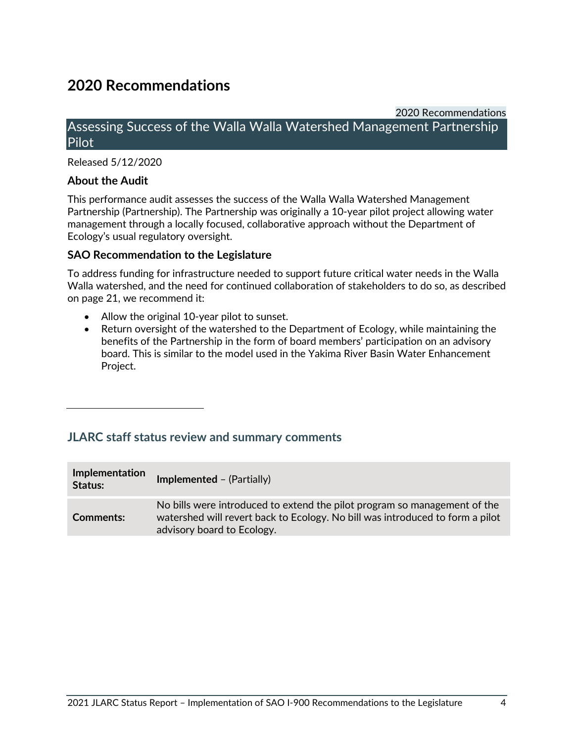# 2020 Recommendations

2020 Recommendations

## Assessing Success of the Walla Walla Watershed Management Partnership Pilot

Released 5/12/2020

### About the Audit

This performance audit assesses the success of the Walla Walla Watershed Management Partnership (Partnership). The Partnership was originally a 10-year pilot project allowing water management through a locally focused, collaborative approach without the Department of Ecology's usual regulatory oversight.

### SAO Recommendation to the Legislature

To address funding for infrastructure needed to support future critical water needs in the Walla Walla watershed, and the need for continued collaboration of stakeholders to do so, as described on page 21, we recommend it:

- Allow the original 10-year pilot to sunset.
- Return oversight of the watershed to the Department of Ecology, while maintaining the benefits of the Partnership in the form of board members' participation on an advisory board. This is similar to the model used in the Yakima River Basin Water Enhancement Project.

---

### JLARC staff status review and summary comments

| | |
|---|---|
| **Implementation Status:** | **Implemented** – (Partially) |
| **Comments:** | No bills were introduced to extend the pilot program so management of the watershed will revert back to Ecology. No bill was introduced to form a pilot advisory board to Ecology. |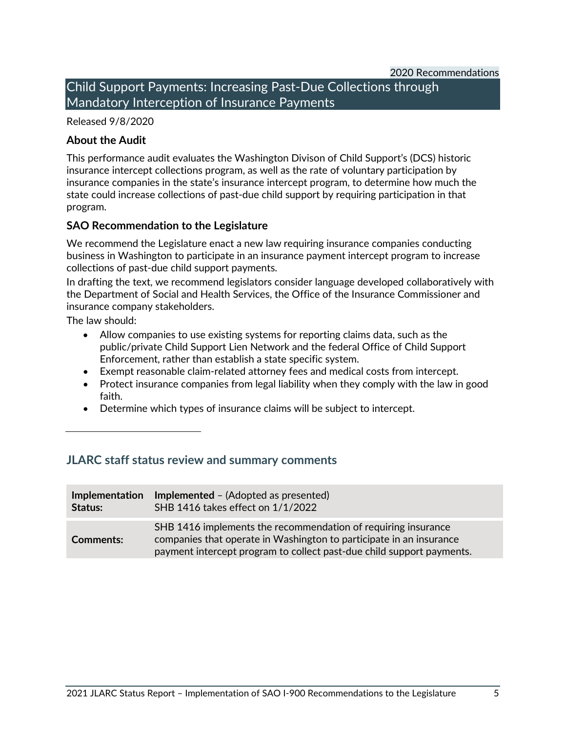2020 Recommendations

## Child Support Payments: Increasing Past-Due Collections through Mandatory Interception of Insurance Payments

Released 9/8/2020

### About the Audit

This performance audit evaluates the Washington Divison of Child Support's (DCS) historic insurance intercept collections program, as well as the rate of voluntary participation by insurance companies in the state's insurance intercept program, to determine how much the state could increase collections of past-due child support by requiring participation in that program.

### SAO Recommendation to the Legislature

We recommend the Legislature enact a new law requiring insurance companies conducting business in Washington to participate in an insurance payment intercept program to increase collections of past-due child support payments.

In drafting the text, we recommend legislators consider language developed collaboratively with the Department of Social and Health Services, the Office of the Insurance Commissioner and insurance company stakeholders.

The law should:

- Allow companies to use existing systems for reporting claims data, such as the public/private Child Support Lien Network and the federal Office of Child Support Enforcement, rather than establish a state specific system.
- Exempt reasonable claim-related attorney fees and medical costs from intercept.
- Protect insurance companies from legal liability when they comply with the law in good faith.
- Determine which types of insurance claims will be subject to intercept.

### JLARC staff status review and summary comments

| Implementation Status: | **Implemented** – (Adopted as presented)<br>SHB 1416 takes effect on 1/1/2022 |
|---|---|
| **Comments:** | SHB 1416 implements the recommendation of requiring insurance companies that operate in Washington to participate in an insurance payment intercept program to collect past-due child support payments. |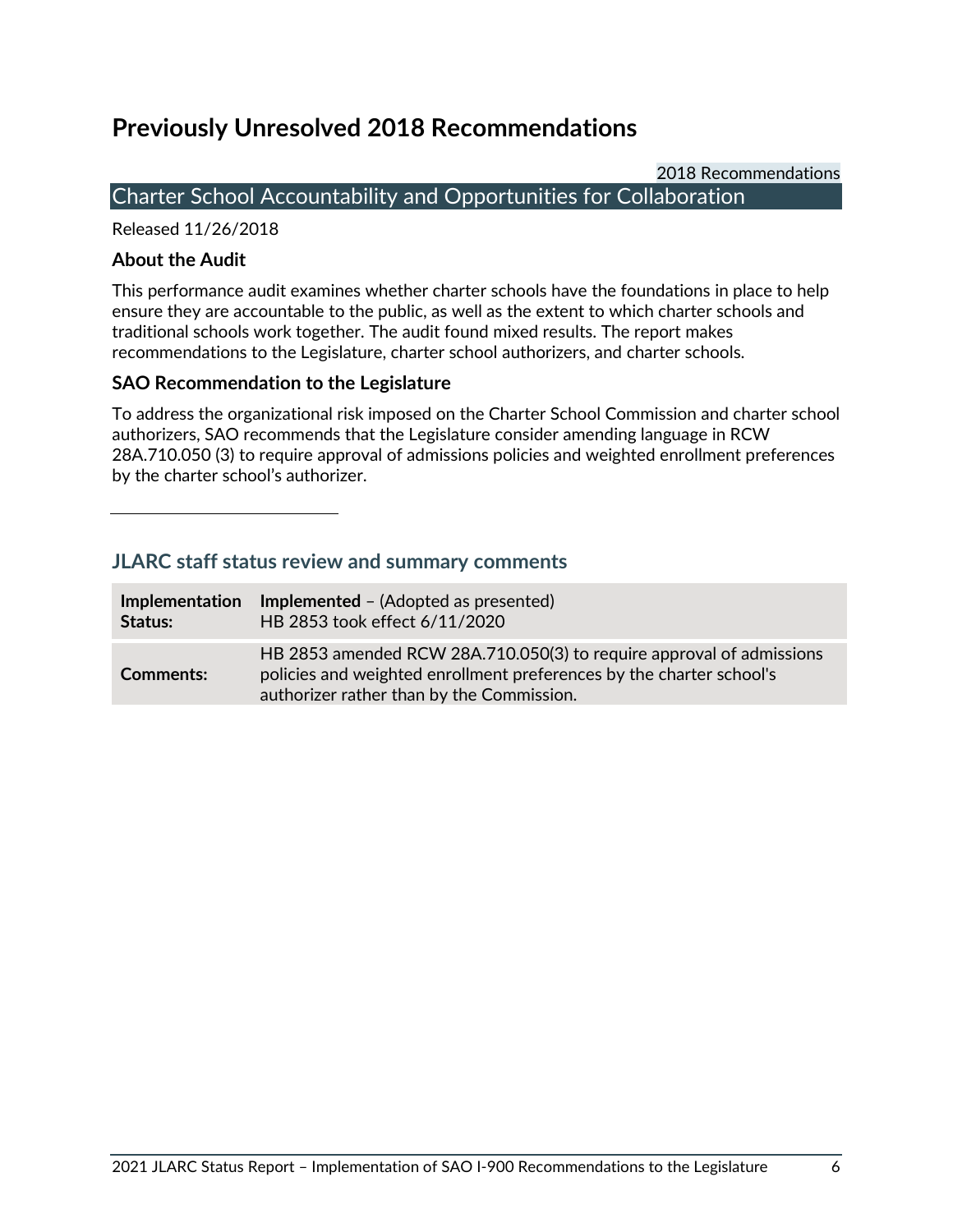# Previously Unresolved 2018 Recommendations

2018 Recommendations

## Charter School Accountability and Opportunities for Collaboration

Released 11/26/2018

### About the Audit

This performance audit examines whether charter schools have the foundations in place to help ensure they are accountable to the public, as well as the extent to which charter schools and traditional schools work together. The audit found mixed results. The report makes recommendations to the Legislature, charter school authorizers, and charter schools.

### SAO Recommendation to the Legislature

To address the organizational risk imposed on the Charter School Commission and charter school authorizers, SAO recommends that the Legislature consider amending language in RCW 28A.710.050 (3) to require approval of admissions policies and weighted enrollment preferences by the charter school's authorizer.

---

### JLARC staff status review and summary comments

| | |
|---|---|
| **Implementation Status:** | **Implemented** – (Adopted as presented)<br>HB 2853 took effect 6/11/2020 |
| **Comments:** | HB 2853 amended RCW 28A.710.050(3) to require approval of admissions policies and weighted enrollment preferences by the charter school's authorizer rather than by the Commission. |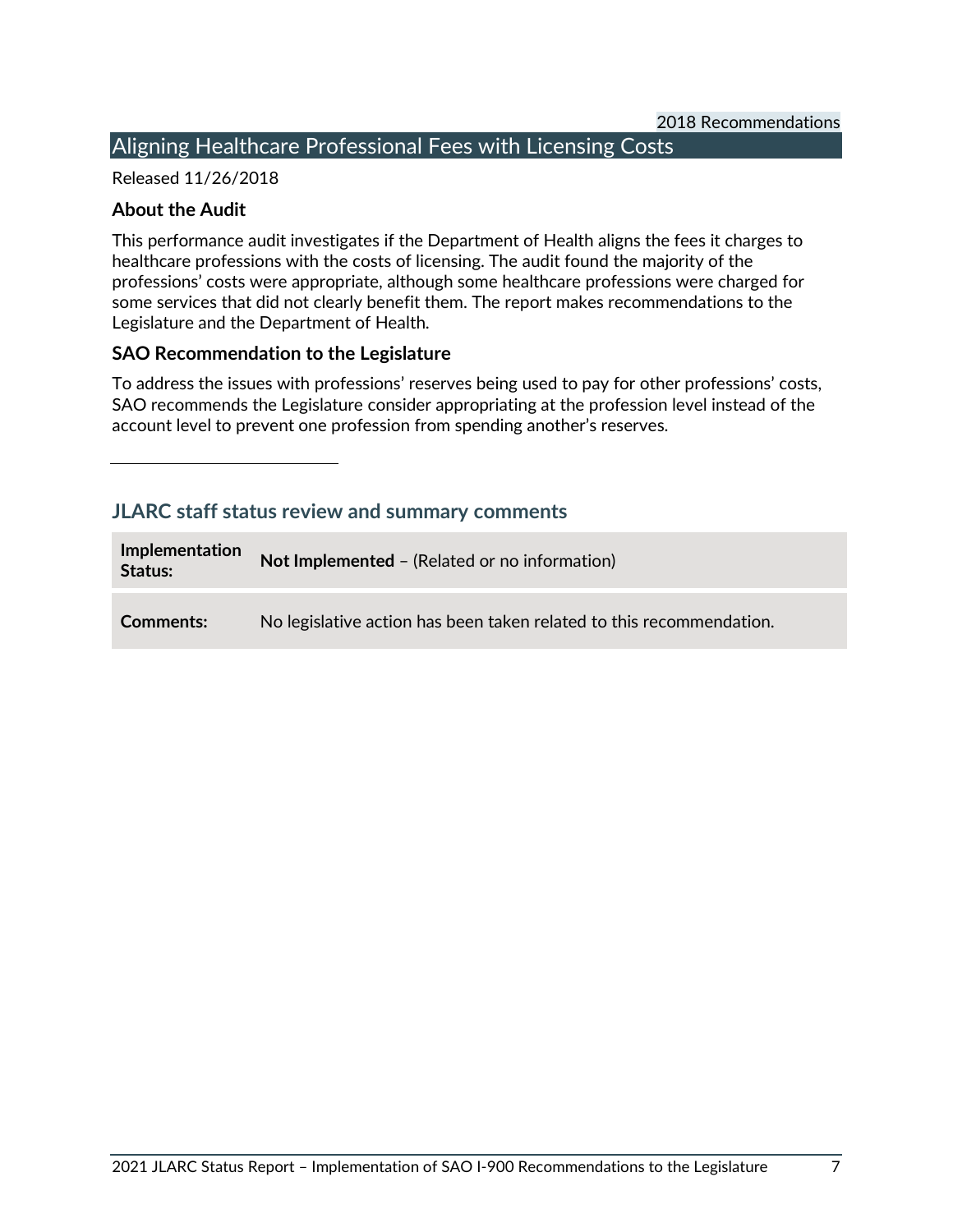2018 Recommendations

## Aligning Healthcare Professional Fees with Licensing Costs

Released 11/26/2018

### About the Audit

This performance audit investigates if the Department of Health aligns the fees it charges to healthcare professions with the costs of licensing. The audit found the majority of the professions' costs were appropriate, although some healthcare professions were charged for some services that did not clearly benefit them. The report makes recommendations to the Legislature and the Department of Health.

### SAO Recommendation to the Legislature

To address the issues with professions' reserves being used to pay for other professions' costs, SAO recommends the Legislature consider appropriating at the profession level instead of the account level to prevent one profession from spending another's reserves.

---

### JLARC staff status review and summary comments

| | |
|---|---|
| **Implementation Status:** | **Not Implemented** – (Related or no information) |
| **Comments:** | No legislative action has been taken related to this recommendation. |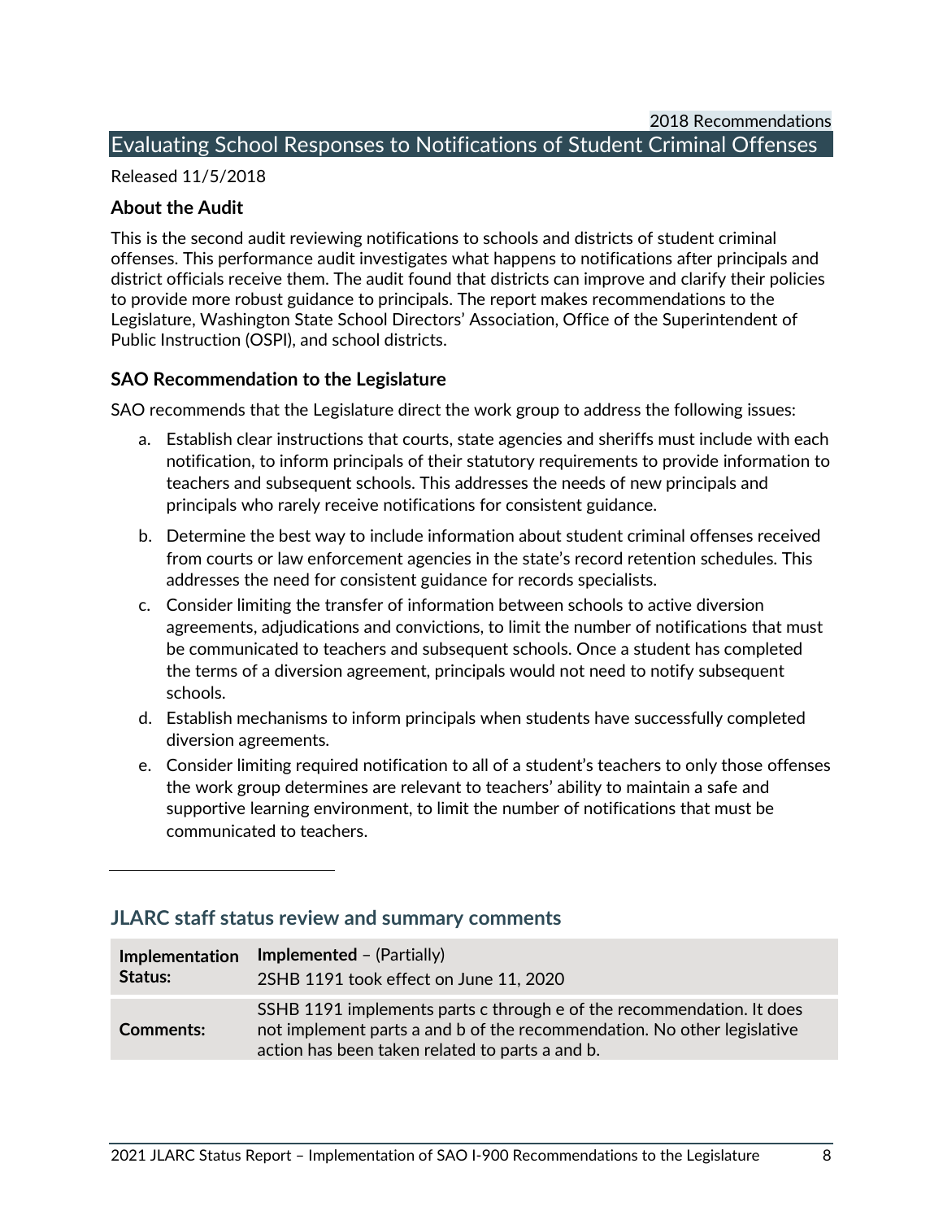## Evaluating School Responses to Notifications of Student Criminal Offenses

Released 11/5/2018

### About the Audit

This is the second audit reviewing notifications to schools and districts of student criminal offenses. This performance audit investigates what happens to notifications after principals and district officials receive them. The audit found that districts can improve and clarify their policies to provide more robust guidance to principals. The report makes recommendations to the Legislature, Washington State School Directors' Association, Office of the Superintendent of Public Instruction (OSPI), and school districts.

### SAO Recommendation to the Legislature

SAO recommends that the Legislature direct the work group to address the following issues:

a. Establish clear instructions that courts, state agencies and sheriffs must include with each notification, to inform principals of their statutory requirements to provide information to teachers and subsequent schools. This addresses the needs of new principals and principals who rarely receive notifications for consistent guidance.

b. Determine the best way to include information about student criminal offenses received from courts or law enforcement agencies in the state's record retention schedules. This addresses the need for consistent guidance for records specialists.

c. Consider limiting the transfer of information between schools to active diversion agreements, adjudications and convictions, to limit the number of notifications that must be communicated to teachers and subsequent schools. Once a student has completed the terms of a diversion agreement, principals would not need to notify subsequent schools.

d. Establish mechanisms to inform principals when students have successfully completed diversion agreements.

e. Consider limiting required notification to all of a student's teachers to only those offenses the work group determines are relevant to teachers' ability to maintain a safe and supportive learning environment, to limit the number of notifications that must be communicated to teachers.

### JLARC staff status review and summary comments

| | |
|---|---|
| **Implementation Status:** | **Implemented** – (Partially)<br>2SHB 1191 took effect on June 11, 2020 |
| **Comments:** | SSHB 1191 implements parts c through e of the recommendation. It does not implement parts a and b of the recommendation. No other legislative action has been taken related to parts a and b. |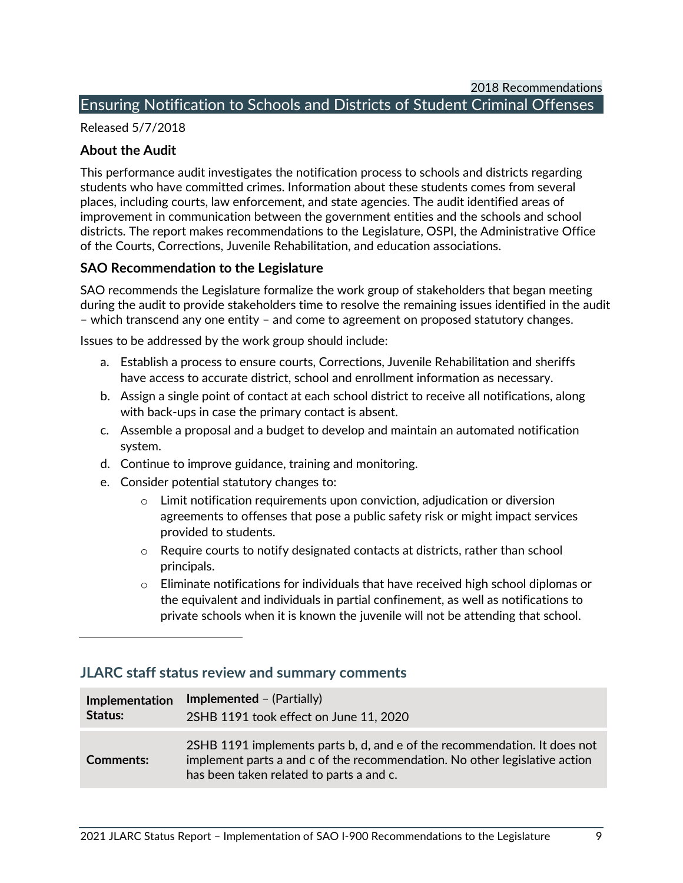2018 Recommendations

## Ensuring Notification to Schools and Districts of Student Criminal Offenses

Released 5/7/2018

### About the Audit

This performance audit investigates the notification process to schools and districts regarding students who have committed crimes. Information about these students comes from several places, including courts, law enforcement, and state agencies. The audit identified areas of improvement in communication between the government entities and the schools and school districts. The report makes recommendations to the Legislature, OSPI, the Administrative Office of the Courts, Corrections, Juvenile Rehabilitation, and education associations.

### SAO Recommendation to the Legislature

SAO recommends the Legislature formalize the work group of stakeholders that began meeting during the audit to provide stakeholders time to resolve the remaining issues identified in the audit – which transcend any one entity – and come to agreement on proposed statutory changes.

Issues to be addressed by the work group should include:

a. Establish a process to ensure courts, Corrections, Juvenile Rehabilitation and sheriffs have access to accurate district, school and enrollment information as necessary.
b. Assign a single point of contact at each school district to receive all notifications, along with back-ups in case the primary contact is absent.
c. Assemble a proposal and a budget to develop and maintain an automated notification system.
d. Continue to improve guidance, training and monitoring.
e. Consider potential statutory changes to:
    - Limit notification requirements upon conviction, adjudication or diversion agreements to offenses that pose a public safety risk or might impact services provided to students.
    - Require courts to notify designated contacts at districts, rather than school principals.
    - Eliminate notifications for individuals that have received high school diplomas or the equivalent and individuals in partial confinement, as well as notifications to private schools when it is known the juvenile will not be attending that school.

### JLARC staff status review and summary comments

| | |
|---|---|
| **Implementation Status:** | **Implemented** – (Partially)<br>2SHB 1191 took effect on June 11, 2020 |
| **Comments:** | 2SHB 1191 implements parts b, d, and e of the recommendation. It does not implement parts a and c of the recommendation. No other legislative action has been taken related to parts a and c. |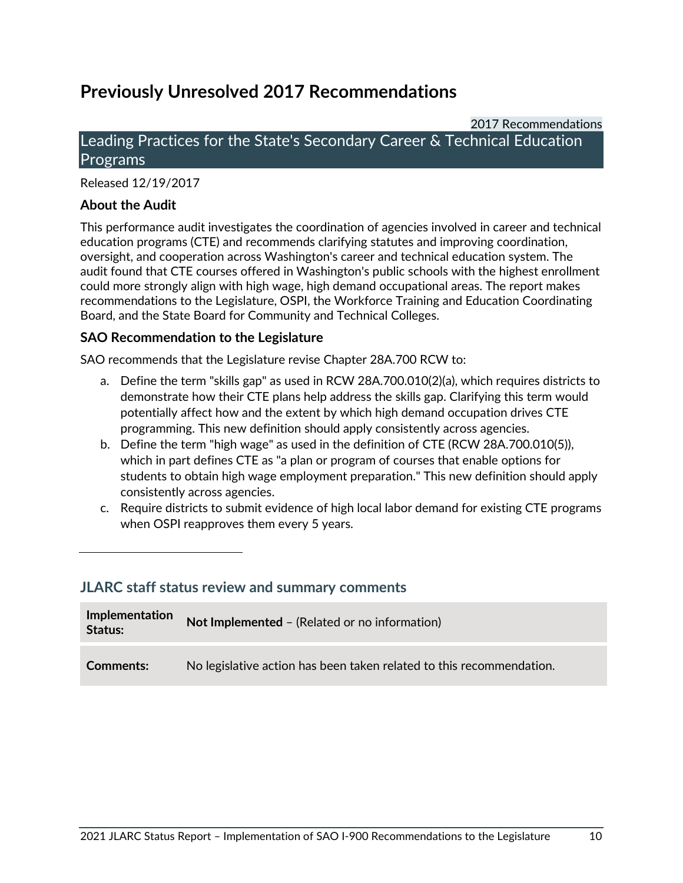# Previously Unresolved 2017 Recommendations

2017 Recommendations

## Leading Practices for the State's Secondary Career & Technical Education Programs

Released 12/19/2017

### About the Audit

This performance audit investigates the coordination of agencies involved in career and technical education programs (CTE) and recommends clarifying statutes and improving coordination, oversight, and cooperation across Washington's career and technical education system. The audit found that CTE courses offered in Washington's public schools with the highest enrollment could more strongly align with high wage, high demand occupational areas. The report makes recommendations to the Legislature, OSPI, the Workforce Training and Education Coordinating Board, and the State Board for Community and Technical Colleges.

### SAO Recommendation to the Legislature

SAO recommends that the Legislature revise Chapter 28A.700 RCW to:

a. Define the term "skills gap" as used in RCW 28A.700.010(2)(a), which requires districts to demonstrate how their CTE plans help address the skills gap. Clarifying this term would potentially affect how and the extent by which high demand occupation drives CTE programming. This new definition should apply consistently across agencies.
b. Define the term "high wage" as used in the definition of CTE (RCW 28A.700.010(5)), which in part defines CTE as "a plan or program of courses that enable options for students to obtain high wage employment preparation." This new definition should apply consistently across agencies.
c. Require districts to submit evidence of high local labor demand for existing CTE programs when OSPI reapproves them every 5 years.

---

### JLARC staff status review and summary comments

| | |
|---|---|
| **Implementation Status:** | **Not Implemented** – (Related or no information) |
| **Comments:** | No legislative action has been taken related to this recommendation. |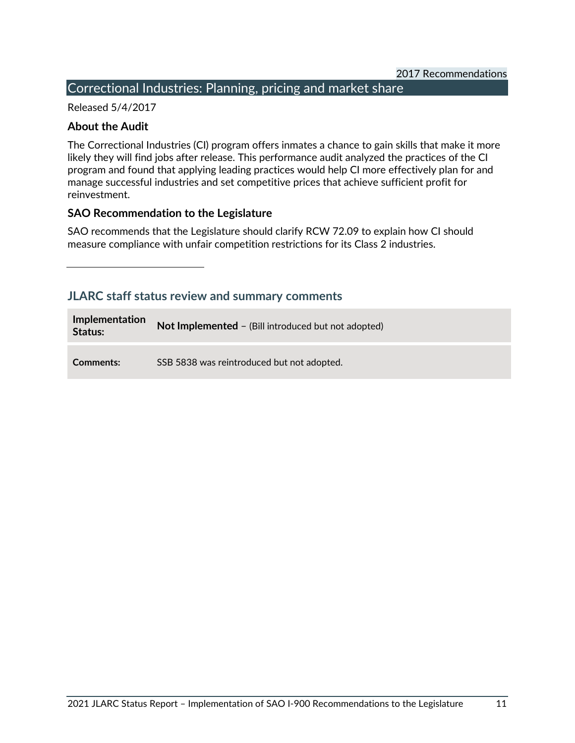2017 Recommendations

## Correctional Industries: Planning, pricing and market share

Released 5/4/2017

### About the Audit

The Correctional Industries (CI) program offers inmates a chance to gain skills that make it more likely they will find jobs after release. This performance audit analyzed the practices of the CI program and found that applying leading practices would help CI more effectively plan for and manage successful industries and set competitive prices that achieve sufficient profit for reinvestment.

### SAO Recommendation to the Legislature

SAO recommends that the Legislature should clarify RCW 72.09 to explain how CI should measure compliance with unfair competition restrictions for its Class 2 industries.

---

### JLARC staff status review and summary comments

| | |
|---|---|
| **Implementation Status:** | **Not Implemented** – (Bill introduced but not adopted) |
| **Comments:** | SSB 5838 was reintroduced but not adopted. |